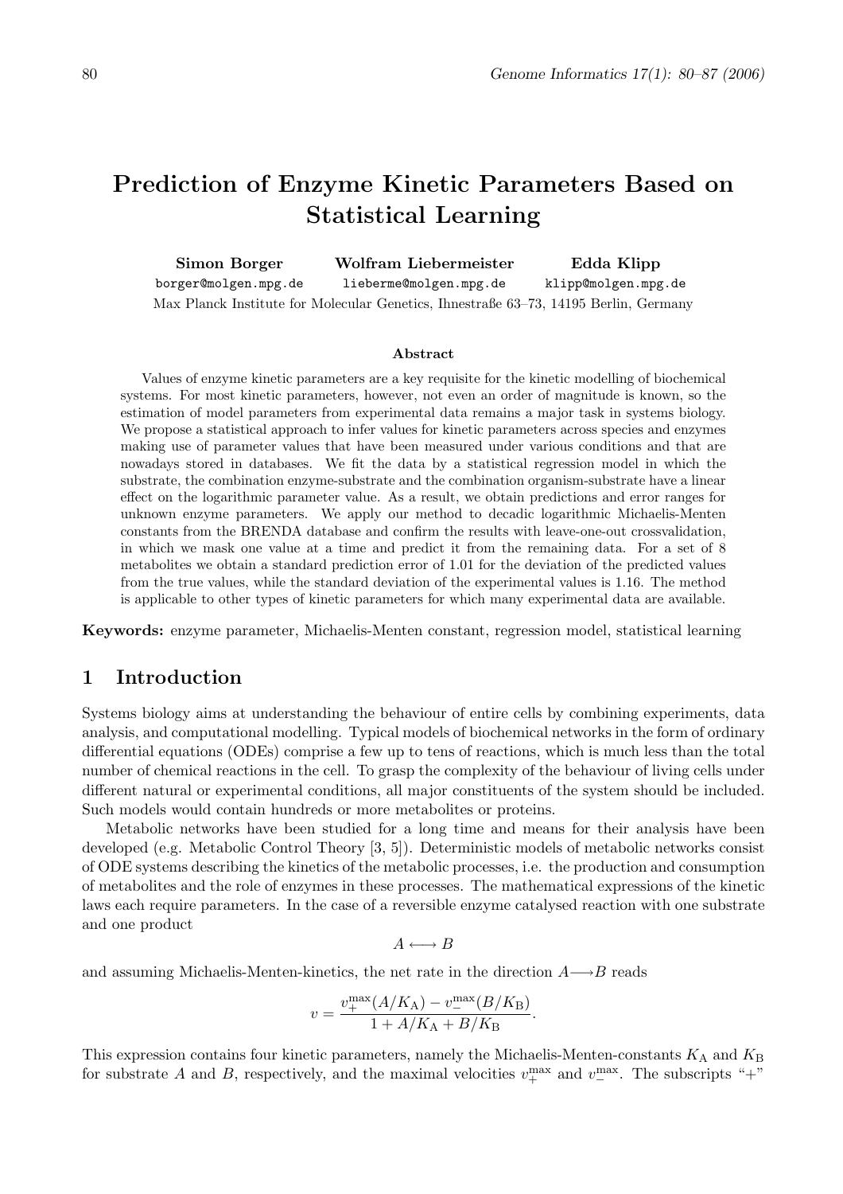# Prediction of Enzyme Kinetic Parameters Based on Statistical Learning

**Simon Borger** borger@molgen.mpg.de  
**Wolfram Liebermeister** lieberme@molgen.mpg.de  
**Edda Klipp** klipp@molgen.mpg.de

Max Planck Institute for Molecular Genetics, Ihnestraße 63–73, 14195 Berlin, Germany

### Abstract

Values of enzyme kinetic parameters are a key requisite for the kinetic modelling of biochemical systems. For most kinetic parameters, however, not even an order of magnitude is known, so the estimation of model parameters from experimental data remains a major task in systems biology. We propose a statistical approach to infer values for kinetic parameters across species and enzymes making use of parameter values that have been measured under various conditions and that are nowadays stored in databases. We fit the data by a statistical regression model in which the substrate, the combination enzyme-substrate and the combination organism-substrate have a linear effect on the logarithmic parameter value. As a result, we obtain predictions and error ranges for unknown enzyme parameters. We apply our method to decadic logarithmic Michaelis-Menten constants from the BRENDA database and confirm the results with leave-one-out crossvalidation, in which we mask one value at a time and predict it from the remaining data. For a set of 8 metabolites we obtain a standard prediction error of 1.01 for the deviation of the predicted values from the true values, while the standard deviation of the experimental values is 1.16. The method is applicable to other types of kinetic parameters for which many experimental data are available.

**Keywords:** enzyme parameter, Michaelis-Menten constant, regression model, statistical learning

## 1 Introduction

Systems biology aims at understanding the behaviour of entire cells by combining experiments, data analysis, and computational modelling. Typical models of biochemical networks in the form of ordinary differential equations (ODEs) comprise a few up to tens of reactions, which is much less than the total number of chemical reactions in the cell. To grasp the complexity of the behaviour of living cells under different natural or experimental conditions, all major constituents of the system should be included. Such models would contain hundreds or more metabolites or proteins.

Metabolic networks have been studied for a long time and means for their analysis have been developed (e.g. Metabolic Control Theory [3, 5]). Deterministic models of metabolic networks consist of ODE systems describing the kinetics of the metabolic processes, i.e. the production and consumption of metabolites and the role of enzymes in these processes. The mathematical expressions of the kinetic laws each require parameters. In the case of a reversible enzyme catalysed reaction with one substrate and one product

$$A \longleftrightarrow B$$

and assuming Michaelis-Menten-kinetics, the net rate in the direction $A \longrightarrow B$ reads

$$v = \frac{v_{+}^{\max}(A/K_{\mathrm{A}}) - v_{-}^{\max}(B/K_{\mathrm{B}})}{1 + A/K_{\mathrm{A}} + B/K_{\mathrm{B}}}.$$

This expression contains four kinetic parameters, namely the Michaelis-Menten-constants $K_{\mathrm{A}}$ and $K_{\mathrm{B}}$ for substrate $A$ and $B$, respectively, and the maximal velocities $v_{+}^{\max}$ and $v_{-}^{\max}$. The subscripts "+"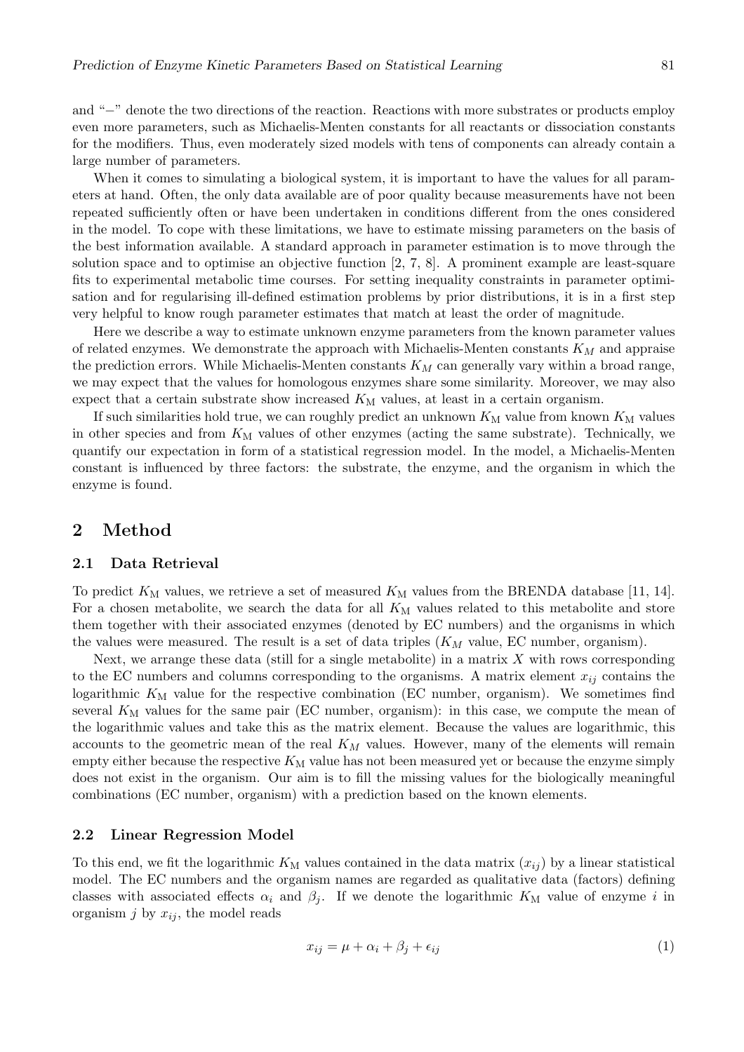and "−" denote the two directions of the reaction. Reactions with more substrates or products employ even more parameters, such as Michaelis-Menten constants for all reactants or dissociation constants for the modifiers. Thus, even moderately sized models with tens of components can already contain a large number of parameters.

When it comes to simulating a biological system, it is important to have the values for all parameters at hand. Often, the only data available are of poor quality because measurements have not been repeated sufficiently often or have been undertaken in conditions different from the ones considered in the model. To cope with these limitations, we have to estimate missing parameters on the basis of the best information available. A standard approach in parameter estimation is to move through the solution space and to optimise an objective function [2, 7, 8]. A prominent example are least-square fits to experimental metabolic time courses. For setting inequality constraints in parameter optimisation and for regularising ill-defined estimation problems by prior distributions, it is in a first step very helpful to know rough parameter estimates that match at least the order of magnitude.

Here we describe a way to estimate unknown enzyme parameters from the known parameter values of related enzymes. We demonstrate the approach with Michaelis-Menten constants $K_M$ and appraise the prediction errors. While Michaelis-Menten constants $K_M$ can generally vary within a broad range, we may expect that the values for homologous enzymes share some similarity. Moreover, we may also expect that a certain substrate show increased $K_{\mathrm{M}}$ values, at least in a certain organism.

If such similarities hold true, we can roughly predict an unknown $K_{\mathrm{M}}$ value from known $K_{\mathrm{M}}$ values in other species and from $K_{\mathrm{M}}$ values of other enzymes (acting the same substrate). Technically, we quantify our expectation in form of a statistical regression model. In the model, a Michaelis-Menten constant is influenced by three factors: the substrate, the enzyme, and the organism in which the enzyme is found.

## 2 Method

### 2.1 Data Retrieval

To predict $K_{\mathrm{M}}$ values, we retrieve a set of measured $K_{\mathrm{M}}$ values from the BRENDA database [11, 14]. For a chosen metabolite, we search the data for all $K_{\mathrm{M}}$ values related to this metabolite and store them together with their associated enzymes (denoted by EC numbers) and the organisms in which the values were measured. The result is a set of data triples ($K_M$ value, EC number, organism).

Next, we arrange these data (still for a single metabolite) in a matrix $X$ with rows corresponding to the EC numbers and columns corresponding to the organisms. A matrix element $x_{ij}$ contains the logarithmic $K_{\mathrm{M}}$ value for the respective combination (EC number, organism). We sometimes find several $K_{\mathrm{M}}$ values for the same pair (EC number, organism): in this case, we compute the mean of the logarithmic values and take this as the matrix element. Because the values are logarithmic, this accounts to the geometric mean of the real $K_M$ values. However, many of the elements will remain empty either because the respective $K_{\mathrm{M}}$ value has not been measured yet or because the enzyme simply does not exist in the organism. Our aim is to fill the missing values for the biologically meaningful combinations (EC number, organism) with a prediction based on the known elements.

### 2.2 Linear Regression Model

To this end, we fit the logarithmic $K_{\mathrm{M}}$ values contained in the data matrix $(x_{ij})$ by a linear statistical model. The EC numbers and the organism names are regarded as qualitative data (factors) defining classes with associated effects $\alpha_i$ and $\beta_j$. If we denote the logarithmic $K_{\mathrm{M}}$ value of enzyme $i$ in organism $j$ by $x_{ij}$, the model reads

$$x_{ij} = \mu + \alpha_i + \beta_j + \epsilon_{ij} \tag{1}$$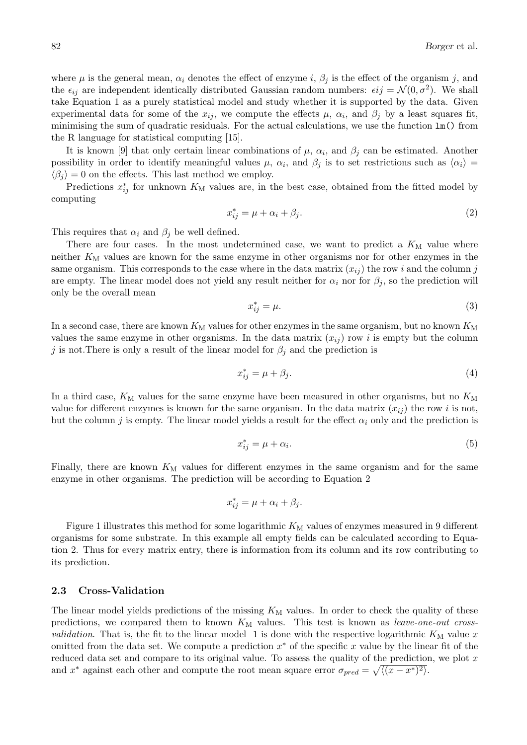where $\mu$ is the general mean, $\alpha_i$ denotes the effect of enzyme $i$, $\beta_j$ is the effect of the organism $j$, and the $\epsilon_{ij}$ are independent identically distributed Gaussian random numbers: $\epsilon ij = \mathcal{N}(0, \sigma^2)$. We shall take Equation 1 as a purely statistical model and study whether it is supported by the data. Given experimental data for some of the $x_{ij}$, we compute the effects $\mu$, $\alpha_i$, and $\beta_j$ by a least squares fit, minimising the sum of quadratic residuals. For the actual calculations, we use the function `lm()` from the R language for statistical computing [15].

It is known [9] that only certain linear combinations of $\mu$, $\alpha_i$, and $\beta_j$ can be estimated. Another possibility in order to identify meaningful values $\mu$, $\alpha_i$, and $\beta_j$ is to set restrictions such as $\langle \alpha_i \rangle = \langle \beta_j \rangle = 0$ on the effects. This last method we employ.

Predictions $x^*_{ij}$ for unknown $K_{\mathrm{M}}$ values are, in the best case, obtained from the fitted model by computing

$$x^*_{ij} = \mu + \alpha_i + \beta_j. \tag{2}$$

This requires that $\alpha_i$ and $\beta_j$ be well defined.

There are four cases. In the most undetermined case, we want to predict a $K_{\mathrm{M}}$ value where neither $K_{\mathrm{M}}$ values are known for the same enzyme in other organisms nor for other enzymes in the same organism. This corresponds to the case where in the data matrix $(x_{ij})$ the row $i$ and the column $j$ are empty. The linear model does not yield any result neither for $\alpha_i$ nor for $\beta_j$, so the prediction will only be the overall mean

$$x^*_{ij} = \mu. \tag{3}$$

In a second case, there are known $K_{\mathrm{M}}$ values for other enzymes in the same organism, but no known $K_{\mathrm{M}}$ values the same enzyme in other organisms. In the data matrix $(x_{ij})$ row $i$ is empty but the column $j$ is not.There is only a result of the linear model for $\beta_j$ and the prediction is

$$x^*_{ij} = \mu + \beta_j. \tag{4}$$

In a third case, $K_{\mathrm{M}}$ values for the same enzyme have been measured in other organisms, but no $K_{\mathrm{M}}$ value for different enzymes is known for the same organism. In the data matrix $(x_{ij})$ the row $i$ is not, but the column $j$ is empty. The linear model yields a result for the effect $\alpha_i$ only and the prediction is

$$x^*_{ij} = \mu + \alpha_i. \tag{5}$$

Finally, there are known $K_{\mathrm{M}}$ values for different enzymes in the same organism and for the same enzyme in other organisms. The prediction will be according to Equation 2

$$x^*_{ij} = \mu + \alpha_i + \beta_j.$$

Figure 1 illustrates this method for some logarithmic $K_{\mathrm{M}}$ values of enzymes measured in 9 different organisms for some substrate. In this example all empty fields can be calculated according to Equation 2. Thus for every matrix entry, there is information from its column and its row contributing to its prediction.

### 2.3 Cross-Validation

The linear model yields predictions of the missing $K_{\mathrm{M}}$ values. In order to check the quality of these predictions, we compared them to known $K_{\mathrm{M}}$ values. This test is known as *leave-one-out cross-validation*. That is, the fit to the linear model 1 is done with the respective logarithmic $K_{\mathrm{M}}$ value $x$ omitted from the data set. We compute a prediction $x^*$ of the specific $x$ value by the linear fit of the reduced data set and compare to its original value. To assess the quality of the prediction, we plot $x$ and $x^*$ against each other and compute the root mean square error $\sigma_{pred} = \sqrt{\langle (x - x^*)^2 \rangle}$.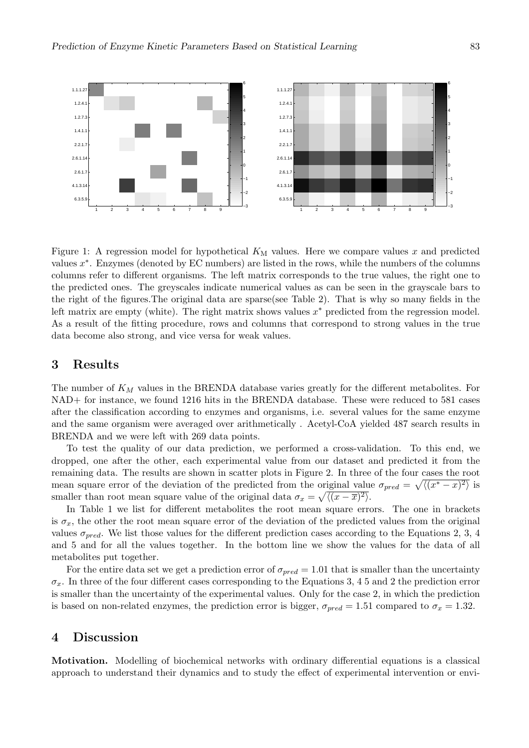Figure 1: A regression model for hypothetical $K_M$ values. Here we compare values $x$ and predicted values $x^*$. Enzymes (denoted by EC numbers) are listed in the rows, while the numbers of the columns columns refer to different organisms. The left matrix corresponds to the true values, the right one to the predicted ones. The greyscales indicate numerical values as can be seen in the grayscale bars to the right of the figures.The original data are sparse(see Table 2). That is why so many fields in the left matrix are empty (white). The right matrix shows values $x^*$ predicted from the regression model. As a result of the fitting procedure, rows and columns that correspond to strong values in the true data become also strong, and vice versa for weak values.

## 3 Results

The number of $K_M$ values in the BRENDA database varies greatly for the different metabolites. For NAD+ for instance, we found 1216 hits in the BRENDA database. These were reduced to 581 cases after the classification according to enzymes and organisms, i.e. several values for the same enzyme and the same organism were averaged over arithmetically . Acetyl-CoA yielded 487 search results in BRENDA and we were left with 269 data points.

To test the quality of our data prediction, we performed a cross-validation. To this end, we dropped, one after the other, each experimental value from our dataset and predicted it from the remaining data. The results are shown in scatter plots in Figure 2. In three of the four cases the root mean square error of the deviation of the predicted from the original value $\sigma_{pred} = \sqrt{\langle (x^* - x)^2 \rangle}$ is smaller than root mean square value of the original data $\sigma_x = \sqrt{\langle (x - \overline{x})^2 \rangle}$.

In Table 1 we list for different metabolites the root mean square errors. The one in brackets is $\sigma_x$, the other the root mean square error of the deviation of the predicted values from the original values $\sigma_{pred}$. We list those values for the different prediction cases according to the Equations 2, 3, 4 and 5 and for all the values together. In the bottom line we show the values for the data of all metabolites put together.

For the entire data set we get a prediction error of $\sigma_{pred} = 1.01$ that is smaller than the uncertainty $\sigma_x$. In three of the four different cases corresponding to the Equations 3, 4 5 and 2 the prediction error is smaller than the uncertainty of the experimental values. Only for the case 2, in which the prediction is based on non-related enzymes, the prediction error is bigger, $\sigma_{pred} = 1.51$ compared to $\sigma_x = 1.32$.

## 4 Discussion

**Motivation.** Modelling of biochemical networks with ordinary differential equations is a classical approach to understand their dynamics and to study the effect of experimental intervention or envi-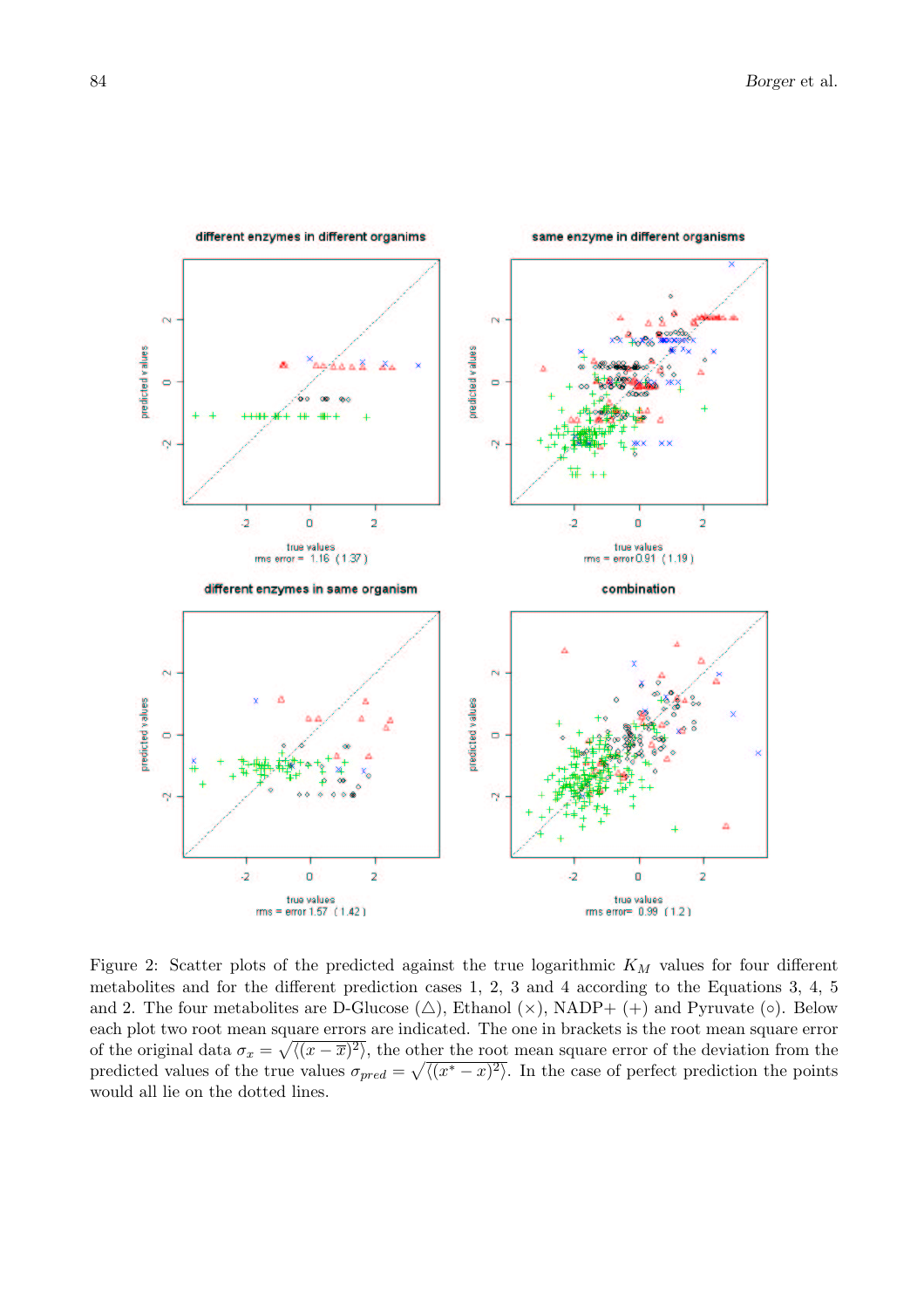Figure 2: Scatter plots of the predicted against the true logarithmic $K_M$ values for four different metabolites and for the different prediction cases 1, 2, 3 and 4 according to the Equations 3, 4, 5 and 2. The four metabolites are D-Glucose ($\triangle$), Ethanol ($\times$), NADP+ ($+$) and Pyruvate ($\circ$). Below each plot two root mean square errors are indicated. The one in brackets is the root mean square error of the original data $\sigma_x = \sqrt{\langle (x - \overline{x})^2 \rangle}$, the other the root mean square error of the deviation from the predicted values of the true values $\sigma_{pred} = \sqrt{\langle (x^* - x)^2 \rangle}$. In the case of perfect prediction the points would all lie on the dotted lines.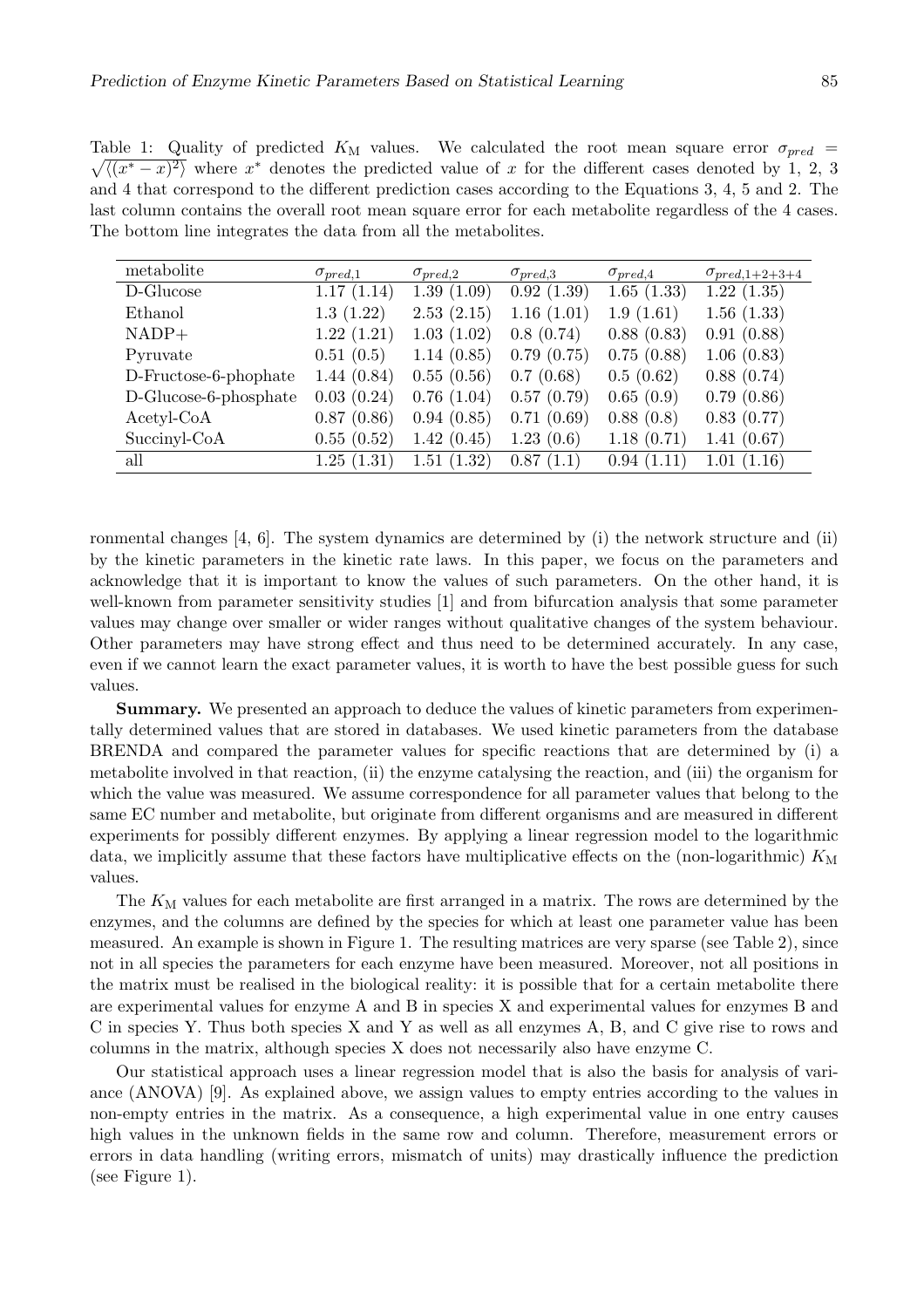Table 1: Quality of predicted $K_{\mathrm{M}}$ values. We calculated the root mean square error $\sigma_{pred} = \sqrt{\langle (x^* - x)^2 \rangle}$ where $x^*$ denotes the predicted value of $x$ for the different cases denoted by 1, 2, 3 and 4 that correspond to the different prediction cases according to the Equations 3, 4, 5 and 2. The last column contains the overall root mean square error for each metabolite regardless of the 4 cases. The bottom line integrates the data from all the metabolites.

| metabolite | $\sigma_{pred,1}$ | $\sigma_{pred,2}$ | $\sigma_{pred,3}$ | $\sigma_{pred,4}$ | $\sigma_{pred,1+2+3+4}$ |
|---|---|---|---|---|---|
| D-Glucose | 1.17 (1.14) | 1.39 (1.09) | 0.92 (1.39) | 1.65 (1.33) | 1.22 (1.35) |
| Ethanol | 1.3 (1.22) | 2.53 (2.15) | 1.16 (1.01) | 1.9 (1.61) | 1.56 (1.33) |
| NADP+ | 1.22 (1.21) | 1.03 (1.02) | 0.8 (0.74) | 0.88 (0.83) | 0.91 (0.88) |
| Pyruvate | 0.51 (0.5) | 1.14 (0.85) | 0.79 (0.75) | 0.75 (0.88) | 1.06 (0.83) |
| D-Fructose-6-phophate | 1.44 (0.84) | 0.55 (0.56) | 0.7 (0.68) | 0.5 (0.62) | 0.88 (0.74) |
| D-Glucose-6-phosphate | 0.03 (0.24) | 0.76 (1.04) | 0.57 (0.79) | 0.65 (0.9) | 0.79 (0.86) |
| Acetyl-CoA | 0.87 (0.86) | 0.94 (0.85) | 0.71 (0.69) | 0.88 (0.8) | 0.83 (0.77) |
| Succinyl-CoA | 0.55 (0.52) | 1.42 (0.45) | 1.23 (0.6) | 1.18 (0.71) | 1.41 (0.67) |
| all | 1.25 (1.31) | 1.51 (1.32) | 0.87 (1.1) | 0.94 (1.11) | 1.01 (1.16) |

ronmental changes [4, 6]. The system dynamics are determined by (i) the network structure and (ii) by the kinetic parameters in the kinetic rate laws. In this paper, we focus on the parameters and acknowledge that it is important to know the values of such parameters. On the other hand, it is well-known from parameter sensitivity studies [1] and from bifurcation analysis that some parameter values may change over smaller or wider ranges without qualitative changes of the system behaviour. Other parameters may have strong effect and thus need to be determined accurately. In any case, even if we cannot learn the exact parameter values, it is worth to have the best possible guess for such values.

**Summary.** We presented an approach to deduce the values of kinetic parameters from experimentally determined values that are stored in databases. We used kinetic parameters from the database BRENDA and compared the parameter values for specific reactions that are determined by (i) a metabolite involved in that reaction, (ii) the enzyme catalysing the reaction, and (iii) the organism for which the value was measured. We assume correspondence for all parameter values that belong to the same EC number and metabolite, but originate from different organisms and are measured in different experiments for possibly different enzymes. By applying a linear regression model to the logarithmic data, we implicitly assume that these factors have multiplicative effects on the (non-logarithmic) $K_{\mathrm{M}}$ values.

The $K_{\mathrm{M}}$ values for each metabolite are first arranged in a matrix. The rows are determined by the enzymes, and the columns are defined by the species for which at least one parameter value has been measured. An example is shown in Figure 1. The resulting matrices are very sparse (see Table 2), since not in all species the parameters for each enzyme have been measured. Moreover, not all positions in the matrix must be realised in the biological reality: it is possible that for a certain metabolite there are experimental values for enzyme A and B in species X and experimental values for enzymes B and C in species Y. Thus both species X and Y as well as all enzymes A, B, and C give rise to rows and columns in the matrix, although species X does not necessarily also have enzyme C.

Our statistical approach uses a linear regression model that is also the basis for analysis of variance (ANOVA) [9]. As explained above, we assign values to empty entries according to the values in non-empty entries in the matrix. As a consequence, a high experimental value in one entry causes high values in the unknown fields in the same row and column. Therefore, measurement errors or errors in data handling (writing errors, mismatch of units) may drastically influence the prediction (see Figure 1).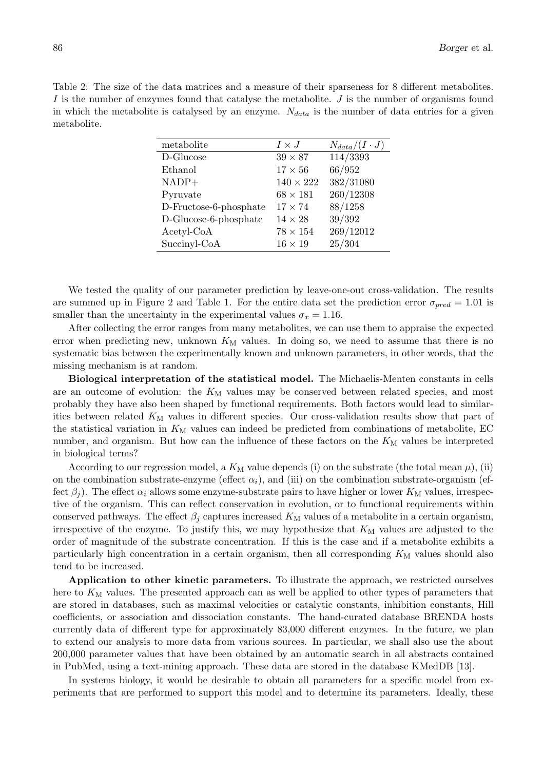Table 2: The size of the data matrices and a measure of their sparseness for 8 different metabolites. $I$ is the number of enzymes found that catalyse the metabolite. $J$ is the number of organisms found in which the metabolite is catalysed by an enzyme. $N_{data}$ is the number of data entries for a given metabolite.

| metabolite | $I \times J$ | $N_{data}/(I \cdot J)$ |
|---|---|---|
| D-Glucose | $39 \times 87$ | 114/3393 |
| Ethanol | $17 \times 56$ | 66/952 |
| NADP+ | $140 \times 222$ | 382/31080 |
| Pyruvate | $68 \times 181$ | 260/12308 |
| D-Fructose-6-phosphate | $17 \times 74$ | 88/1258 |
| D-Glucose-6-phosphate | $14 \times 28$ | 39/392 |
| Acetyl-CoA | $78 \times 154$ | 269/12012 |
| Succinyl-CoA | $16 \times 19$ | 25/304 |

We tested the quality of our parameter prediction by leave-one-out cross-validation. The results are summed up in Figure 2 and Table 1. For the entire data set the prediction error $\sigma_{pred} = 1.01$ is smaller than the uncertainty in the experimental values $\sigma_x = 1.16$.

After collecting the error ranges from many metabolites, we can use them to appraise the expected error when predicting new, unknown $K_{\mathrm{M}}$ values. In doing so, we need to assume that there is no systematic bias between the experimentally known and unknown parameters, in other words, that the missing mechanism is at random.

**Biological interpretation of the statistical model.** The Michaelis-Menten constants in cells are an outcome of evolution: the $K_{\mathrm{M}}$ values may be conserved between related species, and most probably they have also been shaped by functional requirements. Both factors would lead to similarities between related $K_{\mathrm{M}}$ values in different species. Our cross-validation results show that part of the statistical variation in $K_{\mathrm{M}}$ values can indeed be predicted from combinations of metabolite, EC number, and organism. But how can the influence of these factors on the $K_{\mathrm{M}}$ values be interpreted in biological terms?

According to our regression model, a $K_{\mathrm{M}}$ value depends (i) on the substrate (the total mean $\mu$), (ii) on the combination substrate-enzyme (effect $\alpha_i$), and (iii) on the combination substrate-organism (effect $\beta_j$). The effect $\alpha_i$ allows some enzyme-substrate pairs to have higher or lower $K_{\mathrm{M}}$ values, irrespective of the organism. This can reflect conservation in evolution, or to functional requirements within conserved pathways. The effect $\beta_j$ captures increased $K_{\mathrm{M}}$ values of a metabolite in a certain organism, irrespective of the enzyme. To justify this, we may hypothesize that $K_{\mathrm{M}}$ values are adjusted to the order of magnitude of the substrate concentration. If this is the case and if a metabolite exhibits a particularly high concentration in a certain organism, then all corresponding $K_{\mathrm{M}}$ values should also tend to be increased.

**Application to other kinetic parameters.** To illustrate the approach, we restricted ourselves here to $K_{\mathrm{M}}$ values. The presented approach can as well be applied to other types of parameters that are stored in databases, such as maximal velocities or catalytic constants, inhibition constants, Hill coefficients, or association and dissociation constants. The hand-curated database BRENDA hosts currently data of different type for approximately 83,000 different enzymes. In the future, we plan to extend our analysis to more data from various sources. In particular, we shall also use the about 200,000 parameter values that have been obtained by an automatic search in all abstracts contained in PubMed, using a text-mining approach. These data are stored in the database KMedDB [13].

In systems biology, it would be desirable to obtain all parameters for a specific model from experiments that are performed to support this model and to determine its parameters. Ideally, these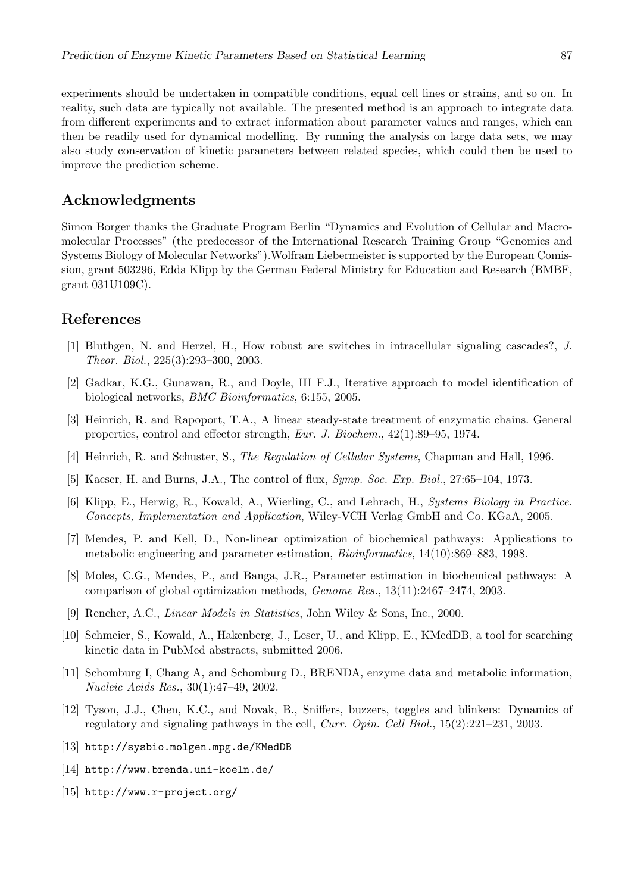experiments should be undertaken in compatible conditions, equal cell lines or strains, and so on. In reality, such data are typically not available. The presented method is an approach to integrate data from different experiments and to extract information about parameter values and ranges, which can then be readily used for dynamical modelling. By running the analysis on large data sets, we may also study conservation of kinetic parameters between related species, which could then be used to improve the prediction scheme.

## Acknowledgments

Simon Borger thanks the Graduate Program Berlin "Dynamics and Evolution of Cellular and Macromolecular Processes" (the predecessor of the International Research Training Group "Genomics and Systems Biology of Molecular Networks").Wolfram Liebermeister is supported by the European Comission, grant 503296, Edda Klipp by the German Federal Ministry for Education and Research (BMBF, grant 031U109C).

## References

[1] Bluthgen, N. and Herzel, H., How robust are switches in intracellular signaling cascades?, *J. Theor. Biol.*, 225(3):293–300, 2003.

[2] Gadkar, K.G., Gunawan, R., and Doyle, III F.J., Iterative approach to model identification of biological networks, *BMC Bioinformatics*, 6:155, 2005.

[3] Heinrich, R. and Rapoport, T.A., A linear steady-state treatment of enzymatic chains. General properties, control and effector strength, *Eur. J. Biochem.*, 42(1):89–95, 1974.

[4] Heinrich, R. and Schuster, S., *The Regulation of Cellular Systems*, Chapman and Hall, 1996.

[5] Kacser, H. and Burns, J.A., The control of flux, *Symp. Soc. Exp. Biol.*, 27:65–104, 1973.

[6] Klipp, E., Herwig, R., Kowald, A., Wierling, C., and Lehrach, H., *Systems Biology in Practice. Concepts, Implementation and Application*, Wiley-VCH Verlag GmbH and Co. KGaA, 2005.

[7] Mendes, P. and Kell, D., Non-linear optimization of biochemical pathways: Applications to metabolic engineering and parameter estimation, *Bioinformatics*, 14(10):869–883, 1998.

[8] Moles, C.G., Mendes, P., and Banga, J.R., Parameter estimation in biochemical pathways: A comparison of global optimization methods, *Genome Res.*, 13(11):2467–2474, 2003.

[9] Rencher, A.C., *Linear Models in Statistics*, John Wiley & Sons, Inc., 2000.

[10] Schmeier, S., Kowald, A., Hakenberg, J., Leser, U., and Klipp, E., KMedDB, a tool for searching kinetic data in PubMed abstracts, submitted 2006.

[11] Schomburg I, Chang A, and Schomburg D., BRENDA, enzyme data and metabolic information, *Nucleic Acids Res.*, 30(1):47–49, 2002.

[12] Tyson, J.J., Chen, K.C., and Novak, B., Sniffers, buzzers, toggles and blinkers: Dynamics of regulatory and signaling pathways in the cell, *Curr. Opin. Cell Biol.*, 15(2):221–231, 2003.

[13] `http://sysbio.molgen.mpg.de/KMedDB`

[14] `http://www.brenda.uni-koeln.de/`

[15] `http://www.r-project.org/`